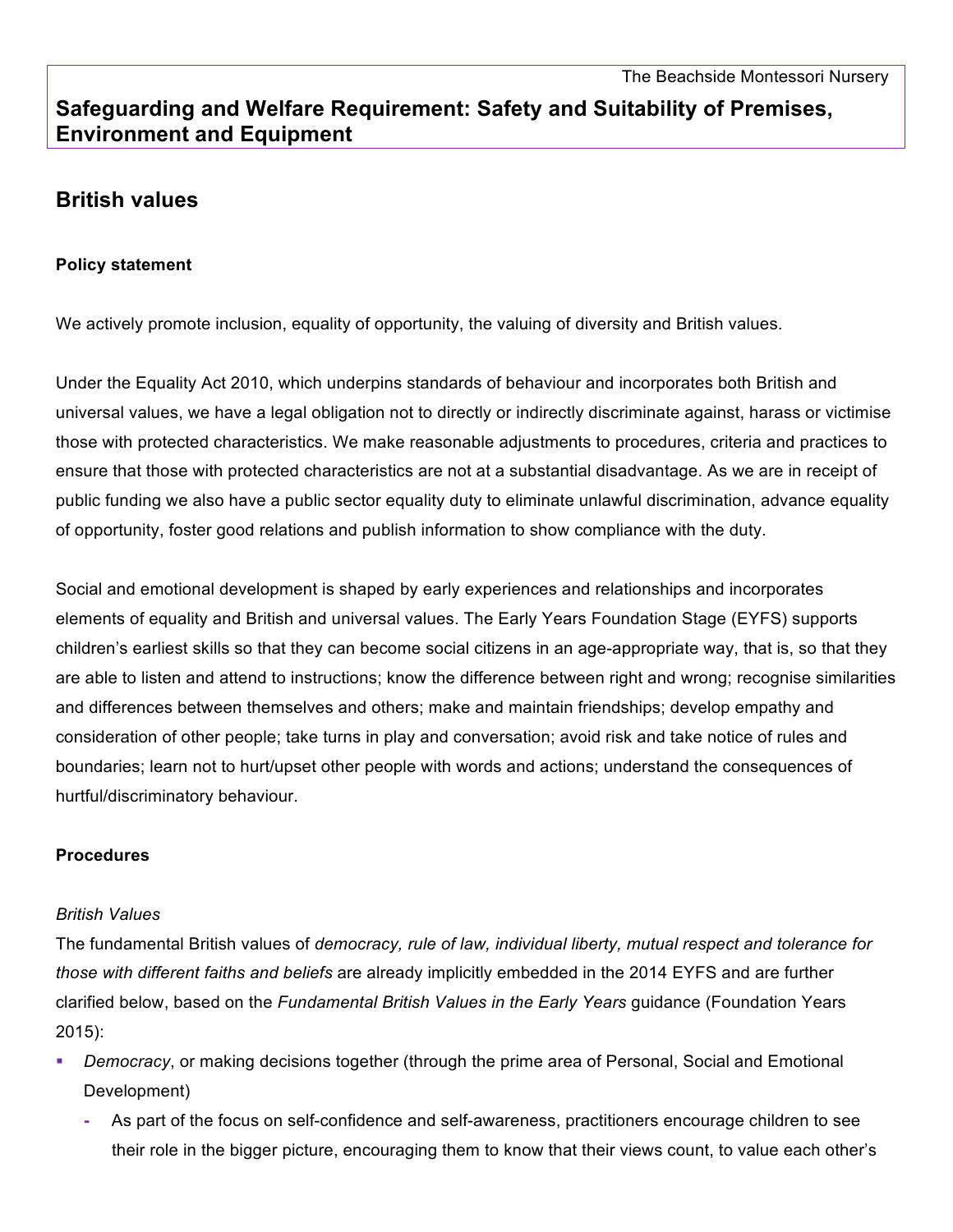The Beachside Montessori Nursery

## Safeguarding and Welfare Requirement: Safety and Suitability of Premises, Environment and Equipment

# British values

**Policy statement**

We actively promote inclusion, equality of opportunity, the valuing of diversity and British values.

Under the Equality Act 2010, which underpins standards of behaviour and incorporates both British and universal values, we have a legal obligation not to directly or indirectly discriminate against, harass or victimise those with protected characteristics. We make reasonable adjustments to procedures, criteria and practices to ensure that those with protected characteristics are not at a substantial disadvantage. As we are in receipt of public funding we also have a public sector equality duty to eliminate unlawful discrimination, advance equality of opportunity, foster good relations and publish information to show compliance with the duty.

Social and emotional development is shaped by early experiences and relationships and incorporates elements of equality and British and universal values. The Early Years Foundation Stage (EYFS) supports children's earliest skills so that they can become social citizens in an age-appropriate way, that is, so that they are able to listen and attend to instructions; know the difference between right and wrong; recognise similarities and differences between themselves and others; make and maintain friendships; develop empathy and consideration of other people; take turns in play and conversation; avoid risk and take notice of rules and boundaries; learn not to hurt/upset other people with words and actions; understand the consequences of hurtful/discriminatory behaviour.

**Procedures**

*British Values*

The fundamental British values of *democracy, rule of law, individual liberty, mutual respect and tolerance for those with different faiths and beliefs* are already implicitly embedded in the 2014 EYFS and are further clarified below, based on the *Fundamental British Values in the Early Years* guidance (Foundation Years 2015):

- *Democracy*, or making decisions together (through the prime area of Personal, Social and Emotional Development)
  - As part of the focus on self-confidence and self-awareness, practitioners encourage children to see their role in the bigger picture, encouraging them to know that their views count, to value each other's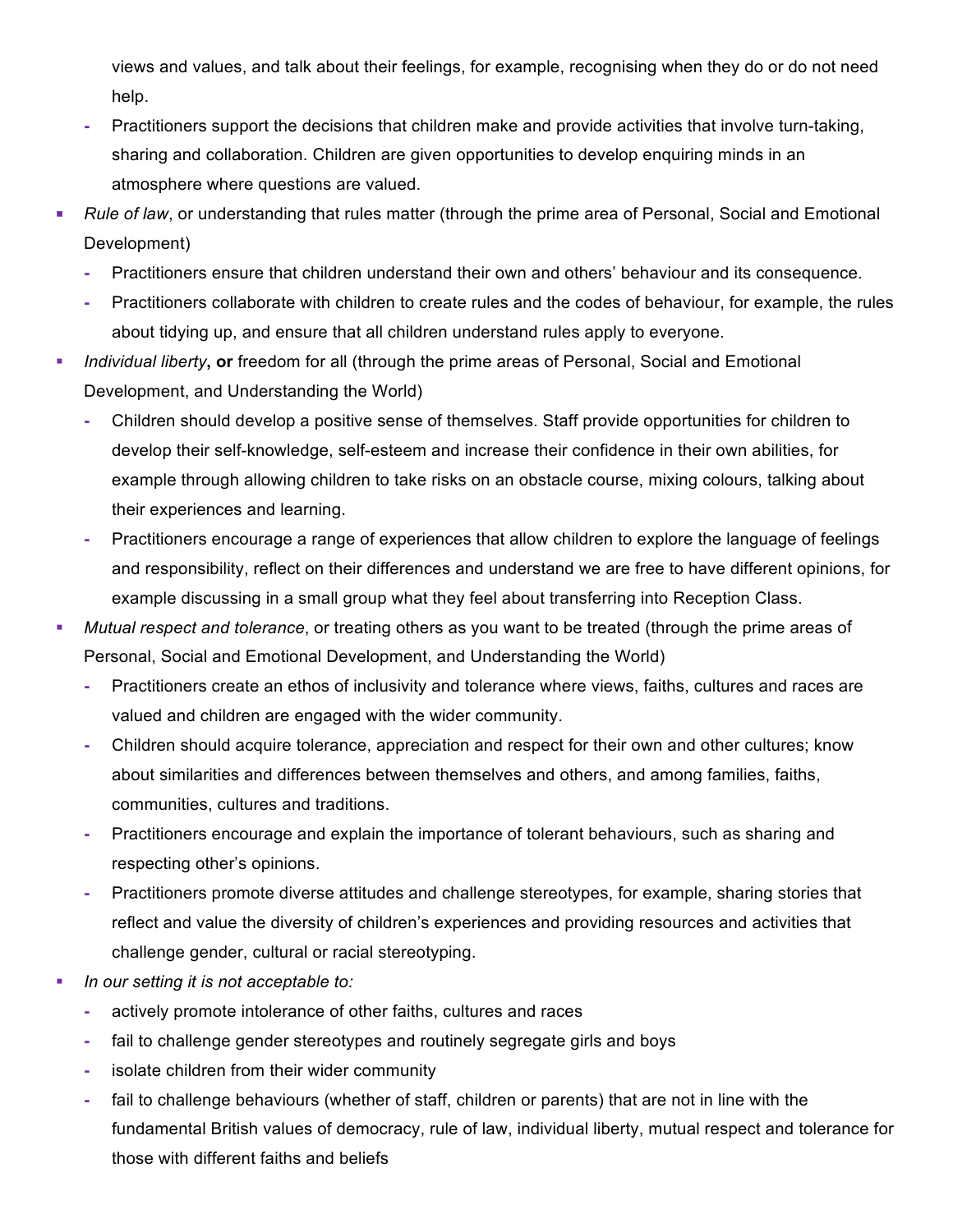views and values, and talk about their feelings, for example, recognising when they do or do not need help.
  - Practitioners support the decisions that children make and provide activities that involve turn-taking, sharing and collaboration. Children are given opportunities to develop enquiring minds in an atmosphere where questions are valued.
- *Rule of law*, or understanding that rules matter (through the prime area of Personal, Social and Emotional Development)
  - Practitioners ensure that children understand their own and others' behaviour and its consequence.
  - Practitioners collaborate with children to create rules and the codes of behaviour, for example, the rules about tidying up, and ensure that all children understand rules apply to everyone.
- *Individual liberty*, **or** freedom for all (through the prime areas of Personal, Social and Emotional Development, and Understanding the World)
  - Children should develop a positive sense of themselves. Staff provide opportunities for children to develop their self-knowledge, self-esteem and increase their confidence in their own abilities, for example through allowing children to take risks on an obstacle course, mixing colours, talking about their experiences and learning.
  - Practitioners encourage a range of experiences that allow children to explore the language of feelings and responsibility, reflect on their differences and understand we are free to have different opinions, for example discussing in a small group what they feel about transferring into Reception Class.
- *Mutual respect and tolerance*, or treating others as you want to be treated (through the prime areas of Personal, Social and Emotional Development, and Understanding the World)
  - Practitioners create an ethos of inclusivity and tolerance where views, faiths, cultures and races are valued and children are engaged with the wider community.
  - Children should acquire tolerance, appreciation and respect for their own and other cultures; know about similarities and differences between themselves and others, and among families, faiths, communities, cultures and traditions.
  - Practitioners encourage and explain the importance of tolerant behaviours, such as sharing and respecting other's opinions.
  - Practitioners promote diverse attitudes and challenge stereotypes, for example, sharing stories that reflect and value the diversity of children's experiences and providing resources and activities that challenge gender, cultural or racial stereotyping.
- *In our setting it is not acceptable to:*
  - actively promote intolerance of other faiths, cultures and races
  - fail to challenge gender stereotypes and routinely segregate girls and boys
  - isolate children from their wider community
  - fail to challenge behaviours (whether of staff, children or parents) that are not in line with the fundamental British values of democracy, rule of law, individual liberty, mutual respect and tolerance for those with different faiths and beliefs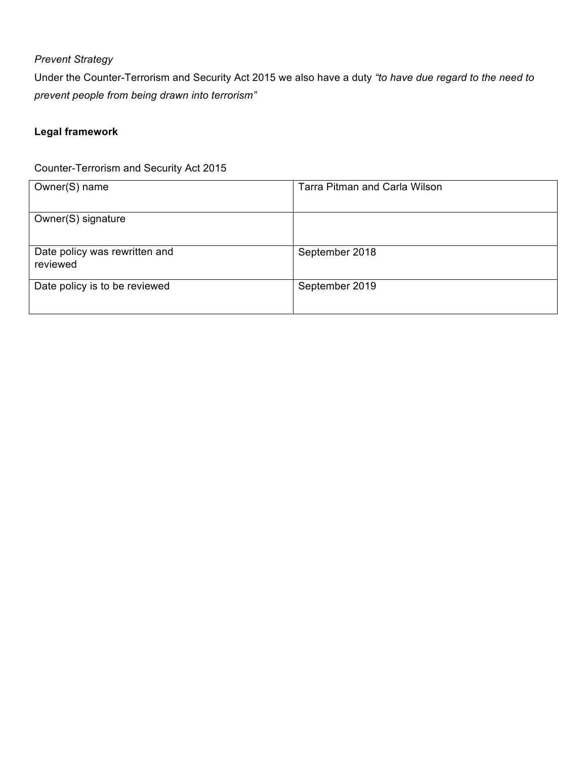*Prevent Strategy*

Under the Counter-Terrorism and Security Act 2015 we also have a duty *"to have due regard to the need to prevent people from being drawn into terrorism"*

**Legal framework**

Counter-Terrorism and Security Act 2015

| | |
|---|---|
| Owner(S) name | Tarra Pitman and Carla Wilson |
| Owner(S) signature | |
| Date policy was rewritten and reviewed | September 2018 |
| Date policy is to be reviewed | September 2019 |